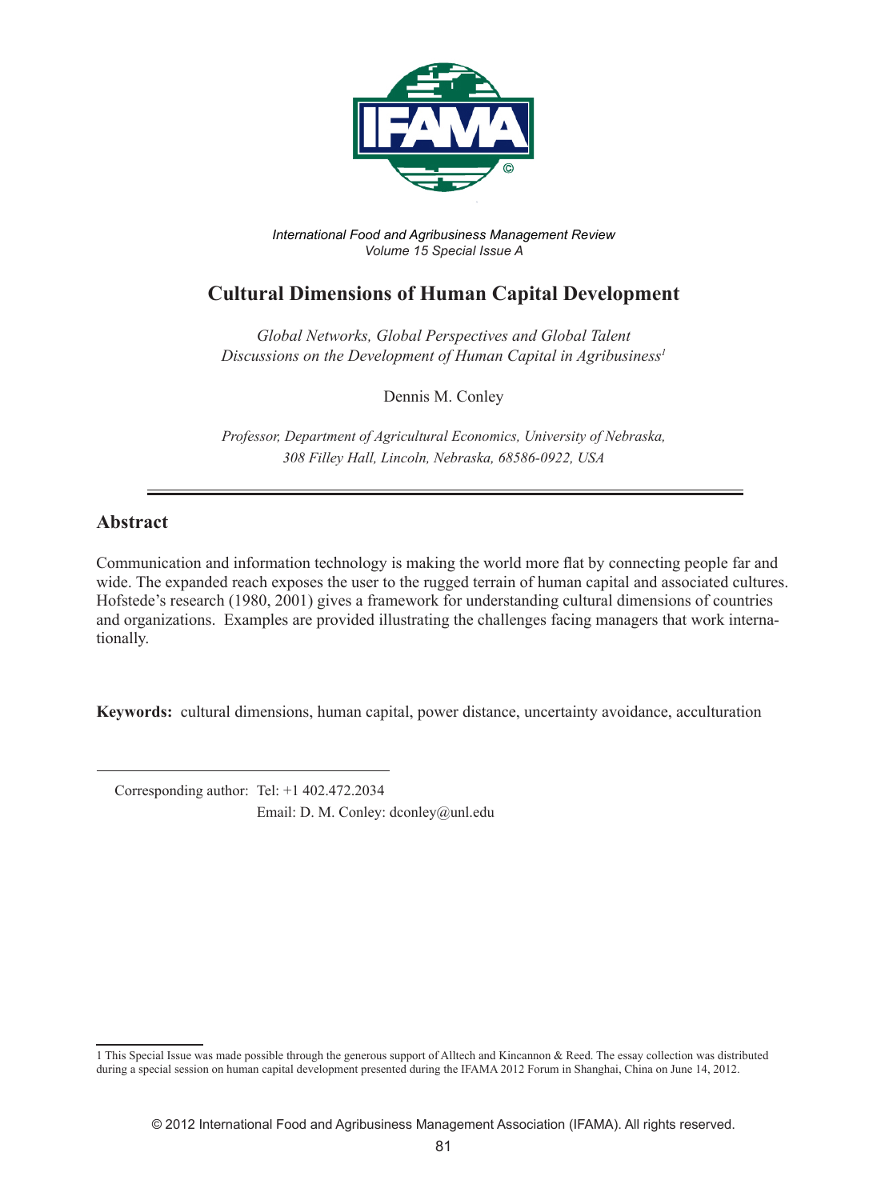*International Food and Agribusiness Management Review*
*Volume 15 Special Issue A*

# Cultural Dimensions of Human Capital Development

*Global Networks, Global Perspectives and Global Talent*
*Discussions on the Development of Human Capital in Agribusiness*[1]

Dennis M. Conley

*Professor, Department of Agricultural Economics, University of Nebraska, 308 Filley Hall, Lincoln, Nebraska, 68586-0922, USA*

## Abstract

Communication and information technology is making the world more flat by connecting people far and wide. The expanded reach exposes the user to the rugged terrain of human capital and associated cultures. Hofstede's research (1980, 2001) gives a framework for understanding cultural dimensions of countries and organizations. Examples are provided illustrating the challenges facing managers that work internationally.

**Keywords:** cultural dimensions, human capital, power distance, uncertainty avoidance, acculturation

Corresponding author: Tel: +1 402.472.2034
Email: D. M. Conley: dconley@unl.edu

1 This Special Issue was made possible through the generous support of Alltech and Kincannon & Reed. The essay collection was distributed during a special session on human capital development presented during the IFAMA 2012 Forum in Shanghai, China on June 14, 2012.

© 2012 International Food and Agribusiness Management Association (IFAMA). All rights reserved.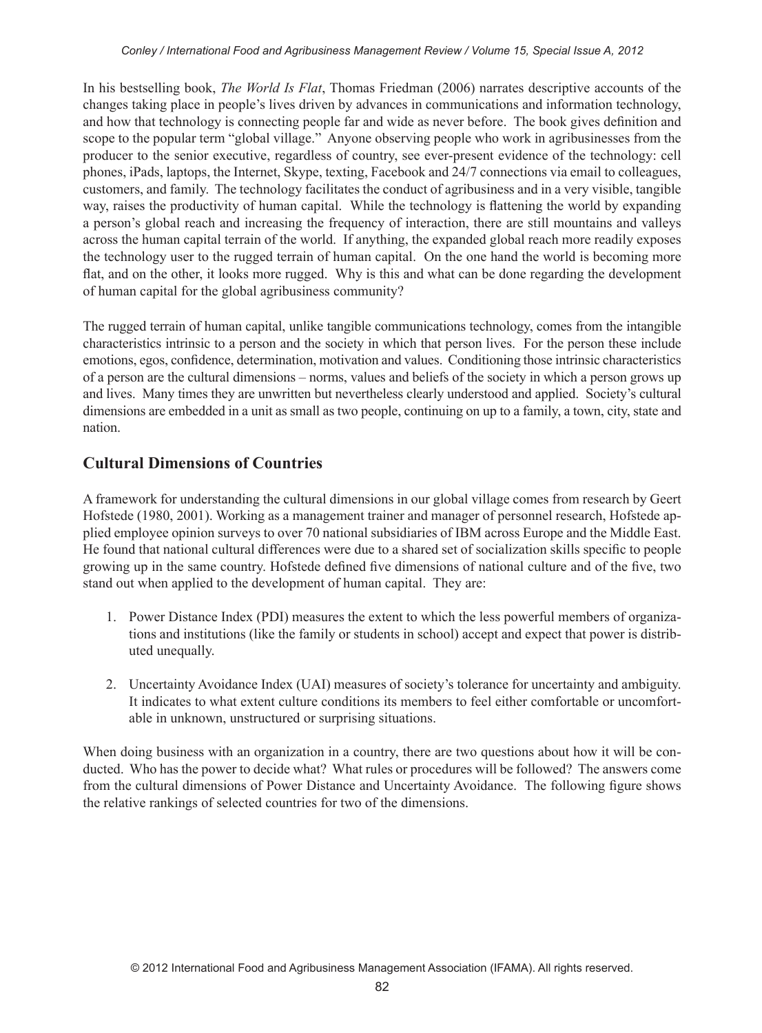In his bestselling book, *The World Is Flat*, Thomas Friedman (2006) narrates descriptive accounts of the changes taking place in people's lives driven by advances in communications and information technology, and how that technology is connecting people far and wide as never before. The book gives definition and scope to the popular term "global village." Anyone observing people who work in agribusinesses from the producer to the senior executive, regardless of country, see ever-present evidence of the technology: cell phones, iPads, laptops, the Internet, Skype, texting, Facebook and 24/7 connections via email to colleagues, customers, and family. The technology facilitates the conduct of agribusiness and in a very visible, tangible way, raises the productivity of human capital. While the technology is flattening the world by expanding a person's global reach and increasing the frequency of interaction, there are still mountains and valleys across the human capital terrain of the world. If anything, the expanded global reach more readily exposes the technology user to the rugged terrain of human capital. On the one hand the world is becoming more flat, and on the other, it looks more rugged. Why is this and what can be done regarding the development of human capital for the global agribusiness community?

The rugged terrain of human capital, unlike tangible communications technology, comes from the intangible characteristics intrinsic to a person and the society in which that person lives. For the person these include emotions, egos, confidence, determination, motivation and values. Conditioning those intrinsic characteristics of a person are the cultural dimensions – norms, values and beliefs of the society in which a person grows up and lives. Many times they are unwritten but nevertheless clearly understood and applied. Society's cultural dimensions are embedded in a unit as small as two people, continuing on up to a family, a town, city, state and nation.

## Cultural Dimensions of Countries

A framework for understanding the cultural dimensions in our global village comes from research by Geert Hofstede (1980, 2001). Working as a management trainer and manager of personnel research, Hofstede applied employee opinion surveys to over 70 national subsidiaries of IBM across Europe and the Middle East. He found that national cultural differences were due to a shared set of socialization skills specific to people growing up in the same country. Hofstede defined five dimensions of national culture and of the five, two stand out when applied to the development of human capital. They are:

1. Power Distance Index (PDI) measures the extent to which the less powerful members of organizations and institutions (like the family or students in school) accept and expect that power is distributed unequally.

2. Uncertainty Avoidance Index (UAI) measures of society's tolerance for uncertainty and ambiguity. It indicates to what extent culture conditions its members to feel either comfortable or uncomfortable in unknown, unstructured or surprising situations.

When doing business with an organization in a country, there are two questions about how it will be conducted. Who has the power to decide what? What rules or procedures will be followed? The answers come from the cultural dimensions of Power Distance and Uncertainty Avoidance. The following figure shows the relative rankings of selected countries for two of the dimensions.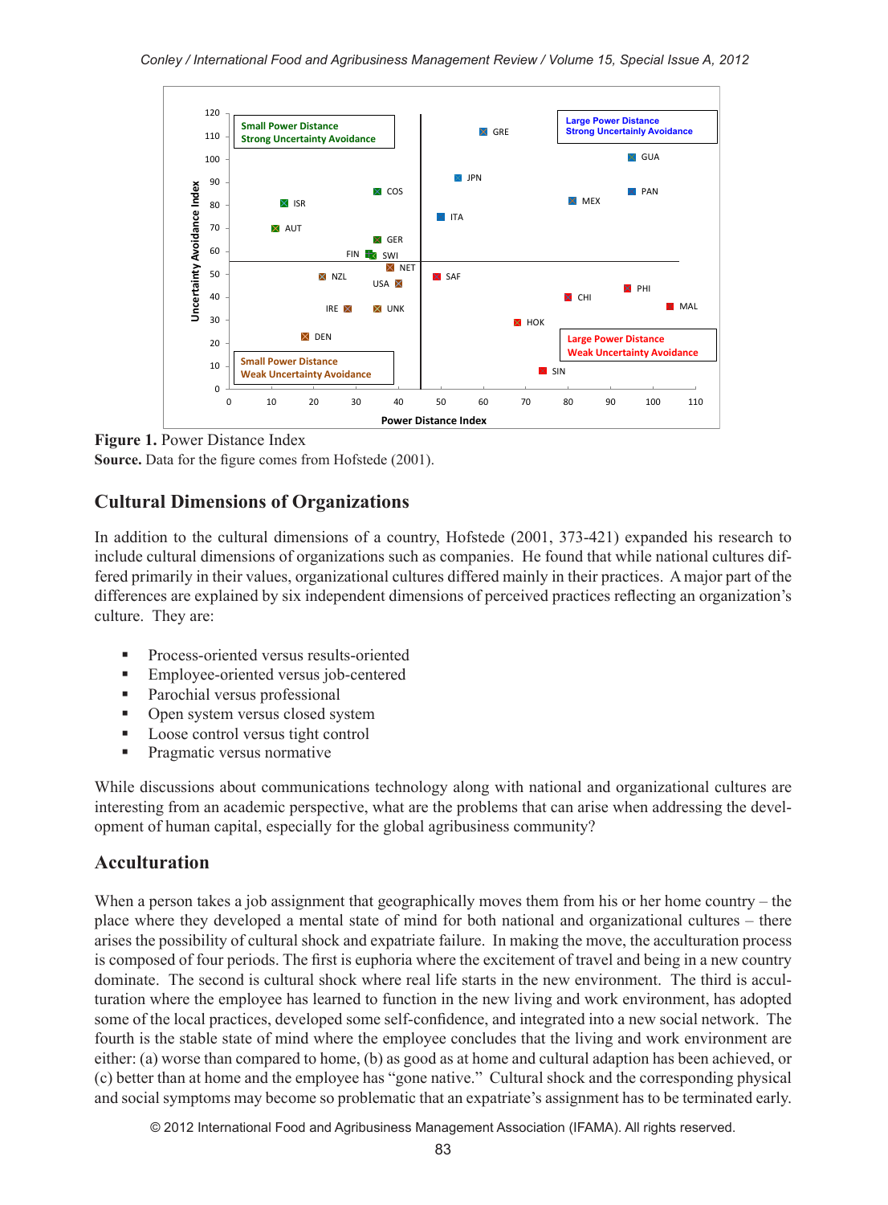**Figure 1.** Power Distance Index
**Source.** Data for the figure comes from Hofstede (2001).

## Cultural Dimensions of Organizations

In addition to the cultural dimensions of a country, Hofstede (2001, 373-421) expanded his research to include cultural dimensions of organizations such as companies. He found that while national cultures differed primarily in their values, organizational cultures differed mainly in their practices. A major part of the differences are explained by six independent dimensions of perceived practices reflecting an organization's culture. They are:

- Process-oriented versus results-oriented
- Employee-oriented versus job-centered
- Parochial versus professional
- Open system versus closed system
- Loose control versus tight control
- Pragmatic versus normative

While discussions about communications technology along with national and organizational cultures are interesting from an academic perspective, what are the problems that can arise when addressing the development of human capital, especially for the global agribusiness community?

## Acculturation

When a person takes a job assignment that geographically moves them from his or her home country – the place where they developed a mental state of mind for both national and organizational cultures – there arises the possibility of cultural shock and expatriate failure. In making the move, the acculturation process is composed of four periods. The first is euphoria where the excitement of travel and being in a new country dominate. The second is cultural shock where real life starts in the new environment. The third is acculturation where the employee has learned to function in the new living and work environment, has adopted some of the local practices, developed some self-confidence, and integrated into a new social network. The fourth is the stable state of mind where the employee concludes that the living and work environment are either: (a) worse than compared to home, (b) as good as at home and cultural adaption has been achieved, or (c) better than at home and the employee has "gone native." Cultural shock and the corresponding physical and social symptoms may become so problematic that an expatriate's assignment has to be terminated early.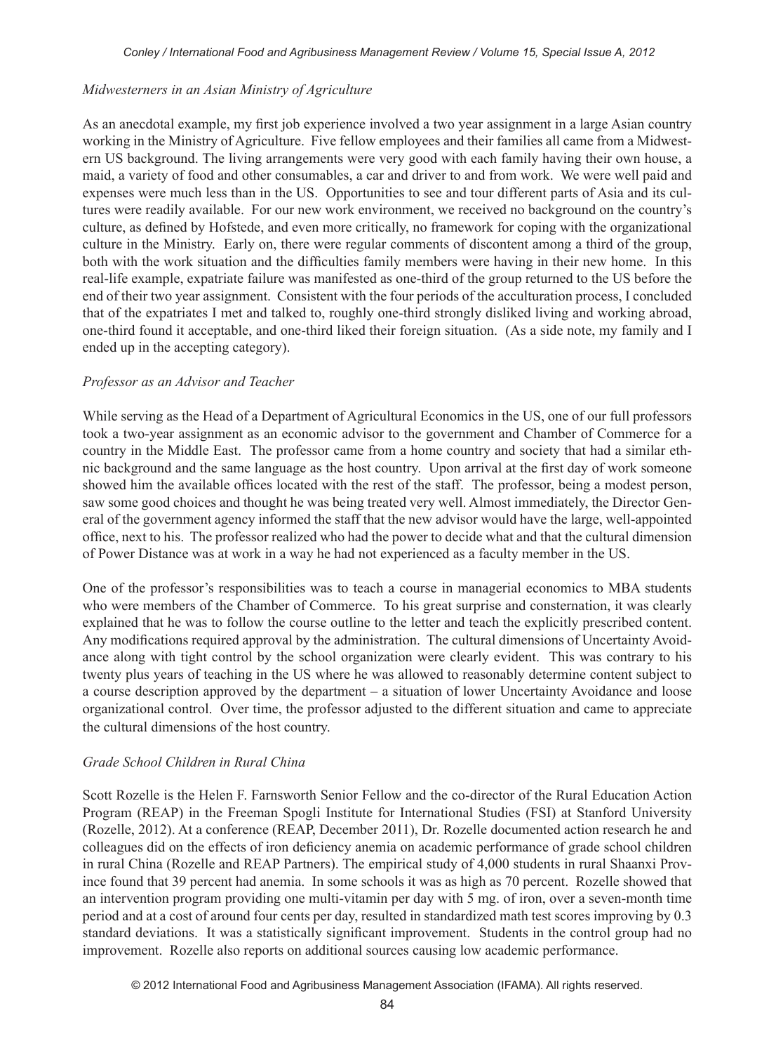*Midwesterners in an Asian Ministry of Agriculture*

As an anecdotal example, my first job experience involved a two year assignment in a large Asian country working in the Ministry of Agriculture. Five fellow employees and their families all came from a Midwestern US background. The living arrangements were very good with each family having their own house, a maid, a variety of food and other consumables, a car and driver to and from work. We were well paid and expenses were much less than in the US. Opportunities to see and tour different parts of Asia and its cultures were readily available. For our new work environment, we received no background on the country's culture, as defined by Hofstede, and even more critically, no framework for coping with the organizational culture in the Ministry. Early on, there were regular comments of discontent among a third of the group, both with the work situation and the difficulties family members were having in their new home. In this real-life example, expatriate failure was manifested as one-third of the group returned to the US before the end of their two year assignment. Consistent with the four periods of the acculturation process, I concluded that of the expatriates I met and talked to, roughly one-third strongly disliked living and working abroad, one-third found it acceptable, and one-third liked their foreign situation. (As a side note, my family and I ended up in the accepting category).

*Professor as an Advisor and Teacher*

While serving as the Head of a Department of Agricultural Economics in the US, one of our full professors took a two-year assignment as an economic advisor to the government and Chamber of Commerce for a country in the Middle East. The professor came from a home country and society that had a similar ethnic background and the same language as the host country. Upon arrival at the first day of work someone showed him the available offices located with the rest of the staff. The professor, being a modest person, saw some good choices and thought he was being treated very well. Almost immediately, the Director General of the government agency informed the staff that the new advisor would have the large, well-appointed office, next to his. The professor realized who had the power to decide what and that the cultural dimension of Power Distance was at work in a way he had not experienced as a faculty member in the US.

One of the professor's responsibilities was to teach a course in managerial economics to MBA students who were members of the Chamber of Commerce. To his great surprise and consternation, it was clearly explained that he was to follow the course outline to the letter and teach the explicitly prescribed content. Any modifications required approval by the administration. The cultural dimensions of Uncertainty Avoidance along with tight control by the school organization were clearly evident. This was contrary to his twenty plus years of teaching in the US where he was allowed to reasonably determine content subject to a course description approved by the department – a situation of lower Uncertainty Avoidance and loose organizational control. Over time, the professor adjusted to the different situation and came to appreciate the cultural dimensions of the host country.

*Grade School Children in Rural China*

Scott Rozelle is the Helen F. Farnsworth Senior Fellow and the co-director of the Rural Education Action Program (REAP) in the Freeman Spogli Institute for International Studies (FSI) at Stanford University (Rozelle, 2012). At a conference (REAP, December 2011), Dr. Rozelle documented action research he and colleagues did on the effects of iron deficiency anemia on academic performance of grade school children in rural China (Rozelle and REAP Partners). The empirical study of 4,000 students in rural Shaanxi Province found that 39 percent had anemia. In some schools it was as high as 70 percent. Rozelle showed that an intervention program providing one multi-vitamin per day with 5 mg. of iron, over a seven-month time period and at a cost of around four cents per day, resulted in standardized math test scores improving by 0.3 standard deviations. It was a statistically significant improvement. Students in the control group had no improvement. Rozelle also reports on additional sources causing low academic performance.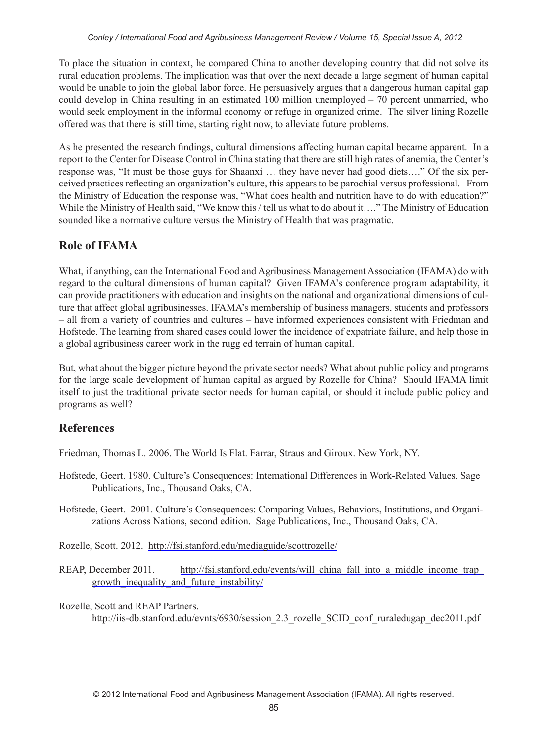To place the situation in context, he compared China to another developing country that did not solve its rural education problems. The implication was that over the next decade a large segment of human capital would be unable to join the global labor force. He persuasively argues that a dangerous human capital gap could develop in China resulting in an estimated 100 million unemployed – 70 percent unmarried, who would seek employment in the informal economy or refuge in organized crime. The silver lining Rozelle offered was that there is still time, starting right now, to alleviate future problems.

As he presented the research findings, cultural dimensions affecting human capital became apparent. In a report to the Center for Disease Control in China stating that there are still high rates of anemia, the Center's response was, "It must be those guys for Shaanxi … they have never had good diets…." Of the six perceived practices reflecting an organization's culture, this appears to be parochial versus professional. From the Ministry of Education the response was, "What does health and nutrition have to do with education?" While the Ministry of Health said, "We know this / tell us what to do about it…." The Ministry of Education sounded like a normative culture versus the Ministry of Health that was pragmatic.

## Role of IFAMA

What, if anything, can the International Food and Agribusiness Management Association (IFAMA) do with regard to the cultural dimensions of human capital? Given IFAMA's conference program adaptability, it can provide practitioners with education and insights on the national and organizational dimensions of culture that affect global agribusinesses. IFAMA's membership of business managers, students and professors – all from a variety of countries and cultures – have informed experiences consistent with Friedman and Hofstede. The learning from shared cases could lower the incidence of expatriate failure, and help those in a global agribusiness career work in the rugg ed terrain of human capital.

But, what about the bigger picture beyond the private sector needs? What about public policy and programs for the large scale development of human capital as argued by Rozelle for China? Should IFAMA limit itself to just the traditional private sector needs for human capital, or should it include public policy and programs as well?

## References

Friedman, Thomas L. 2006. The World Is Flat. Farrar, Straus and Giroux. New York, NY.

Hofstede, Geert. 1980. Culture's Consequences: International Differences in Work-Related Values. Sage Publications, Inc., Thousand Oaks, CA.

Hofstede, Geert. 2001. Culture's Consequences: Comparing Values, Behaviors, Institutions, and Organizations Across Nations, second edition. Sage Publications, Inc., Thousand Oaks, CA.

Rozelle, Scott. 2012. http://fsi.stanford.edu/mediaguide/scottrozelle/

REAP, December 2011. http://fsi.stanford.edu/events/will_china_fall_into_a_middle_income_trap_growth_inequality_and_future_instability/

Rozelle, Scott and REAP Partners. http://iis-db.stanford.edu/evnts/6930/session_2.3_rozelle_SCID_conf_ruraledugap_dec2011.pdf